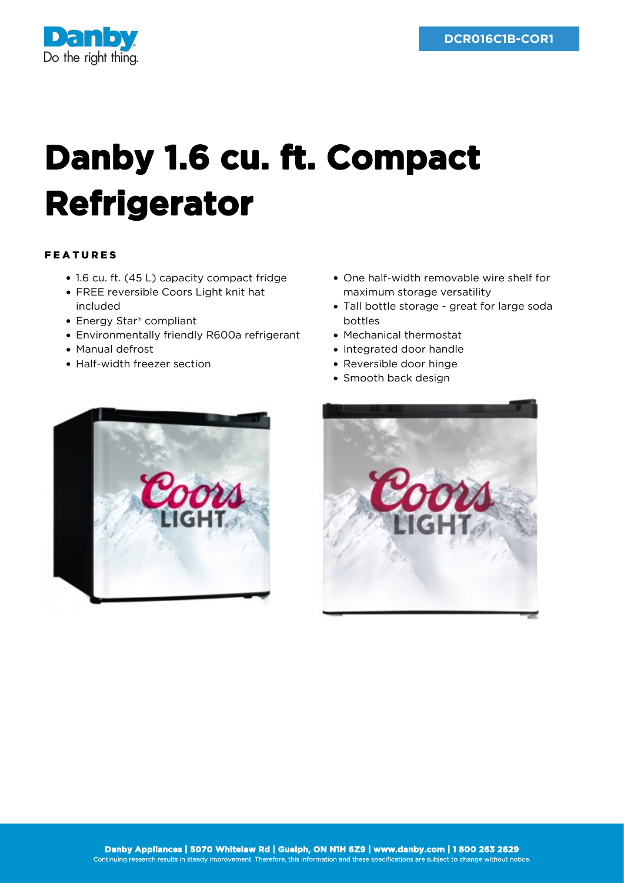DCR016C1B-COR1

# Danby 1.6 cu. ft. Compact Refrigerator

## FEATURES

- 1.6 cu. ft. (45 L) capacity compact fridge
- FREE reversible Coors Light knit hat included
- Energy Star® compliant
- Environmentally friendly R600a refrigerant
- Manual defrost
- Half-width freezer section
- One half-width removable wire shelf for maximum storage versatility
- Tall bottle storage - great for large soda bottles
- Mechanical thermostat
- Integrated door handle
- Reversible door hinge
- Smooth back design

**Danby Appliances | 5070 Whitelaw Rd | Guelph, ON N1H 6Z9 | www.danby.com | 1 800 263 2629**

Continuing research results in steady improvement. Therefore, this information and these specifications are subject to change without notice.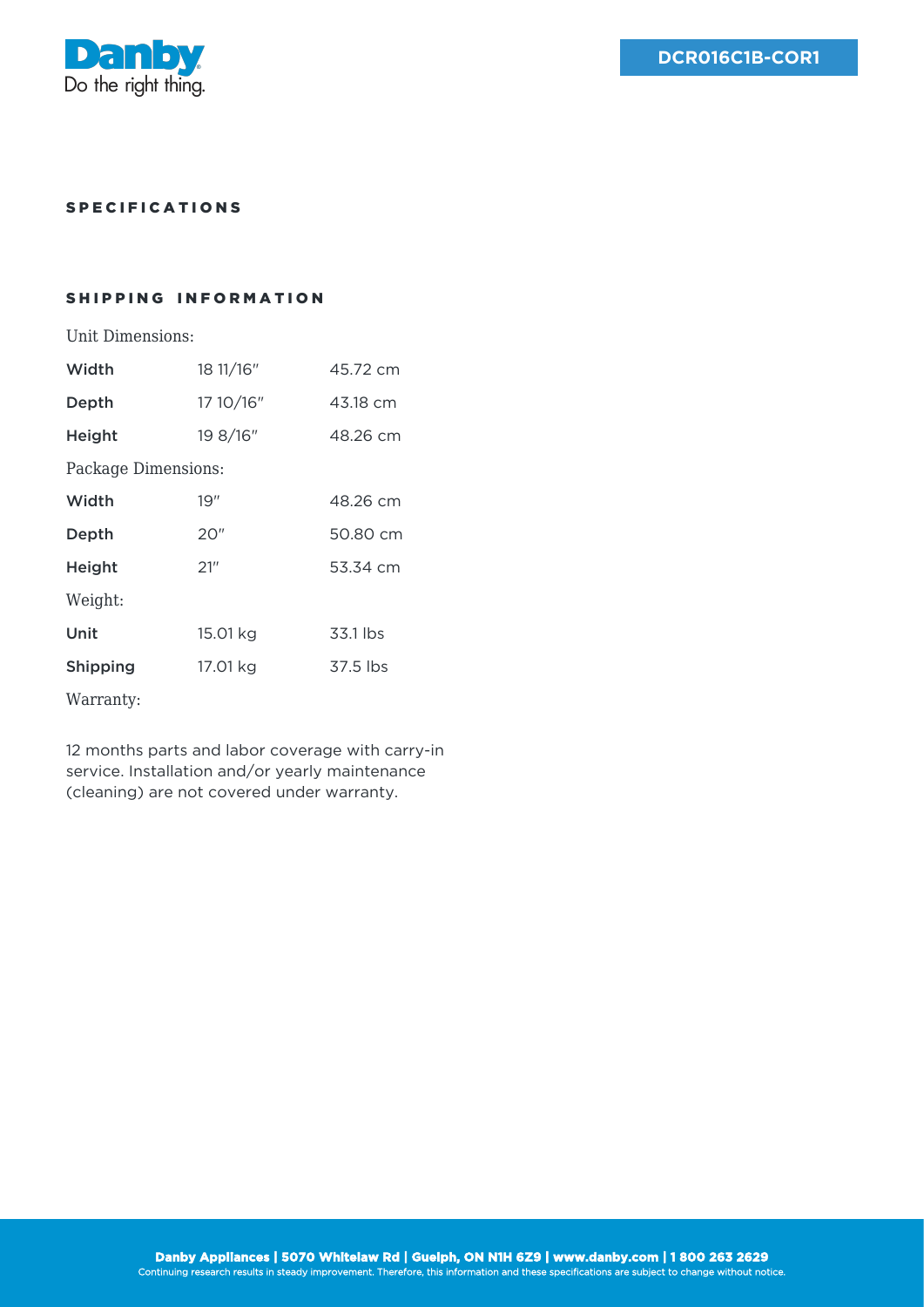## SPECIFICATIONS

### SHIPPING INFORMATION

Unit Dimensions:

| | | |
|---|---|---|
| **Width** | 18 11/16″ | 45.72 cm |
| **Depth** | 17 10/16″ | 43.18 cm |
| **Height** | 19 8/16″ | 48.26 cm |

Package Dimensions:

| | | |
|---|---|---|
| **Width** | 19″ | 48.26 cm |
| **Depth** | 20″ | 50.80 cm |
| **Height** | 21″ | 53.34 cm |

Weight:

| | | |
|---|---|---|
| **Unit** | 15.01 kg | 33.1 lbs |
| **Shipping** | 17.01 kg | 37.5 lbs |

Warranty:

12 months parts and labor coverage with carry-in service. Installation and/or yearly maintenance (cleaning) are not covered under warranty.